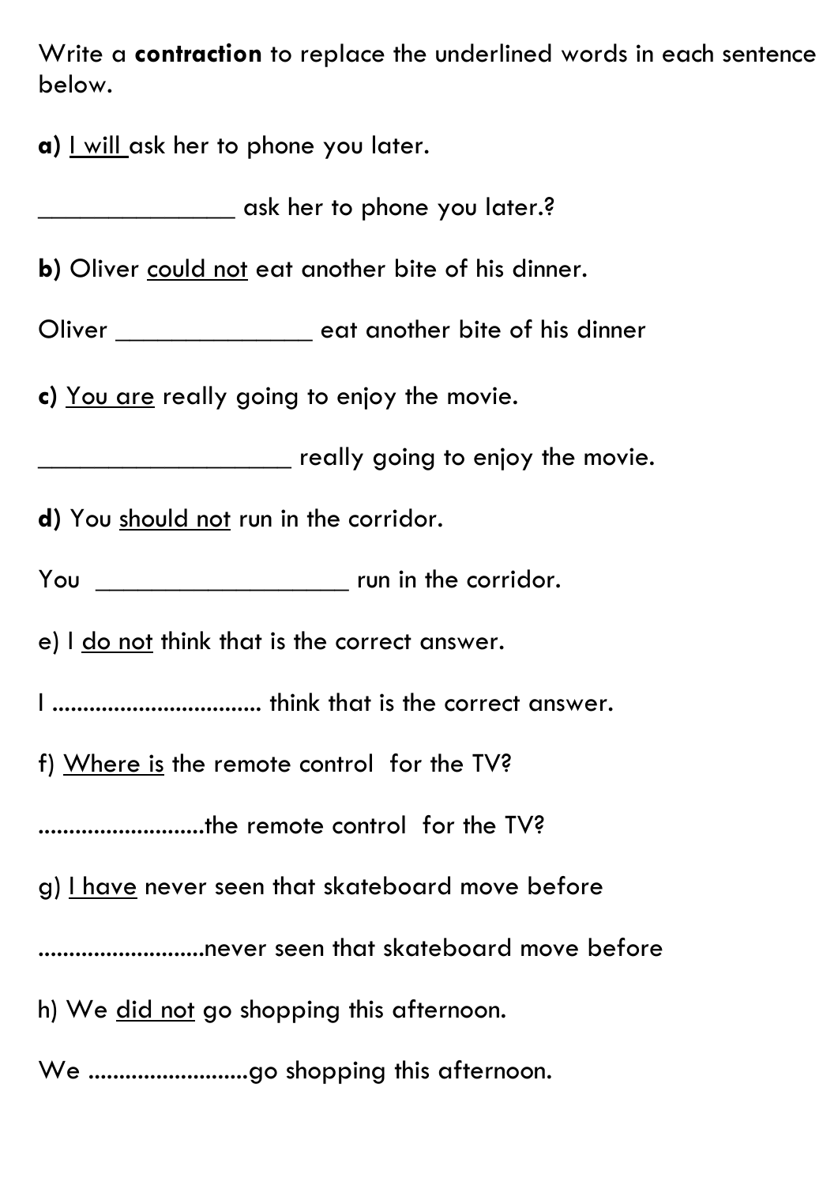Write a **contraction** to replace the underlined words in each sentence below.

**a)** <u>I will</u> ask her to phone you later.

______________ ask her to phone you later.?

**b)** Oliver <u>could not</u> eat another bite of his dinner.

Oliver ______________ eat another bite of his dinner

**c)** <u>You are</u> really going to enjoy the movie.

__________________ really going to enjoy the movie.

**d)** You <u>should not</u> run in the corridor.

You __________________ run in the corridor.

e) I <u>do not</u> think that is the correct answer.

I .................................. think that is the correct answer.

f) <u>Where is</u> the remote control for the TV?

...........................the remote control for the TV?

g) <u>I have</u> never seen that skateboard move before

...........................never seen that skateboard move before

h) We <u>did not</u> go shopping this afternoon.

We ..........................go shopping this afternoon.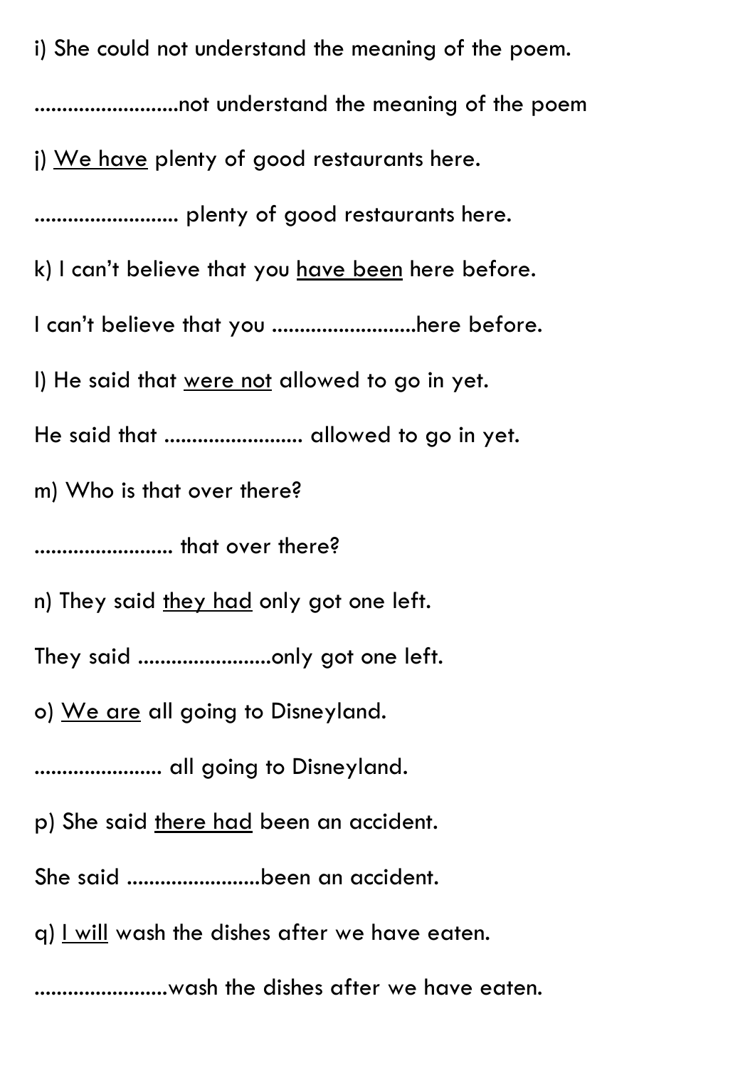i) She could not understand the meaning of the poem.

..........................not understand the meaning of the poem

j) <u>We have</u> plenty of good restaurants here.

.......................... plenty of good restaurants here.

k) I can't believe that you <u>have been</u> here before.

I can't believe that you ..........................here before.

l) He said that <u>were not</u> allowed to go in yet.

He said that ......................... allowed to go in yet.

m) Who is that over there?

......................... that over there?

n) They said <u>they had</u> only got one left.

They said ........................only got one left.

o) <u>We are</u> all going to Disneyland.

....................... all going to Disneyland.

p) She said <u>there had</u> been an accident.

She said ........................been an accident.

q) <u>I will</u> wash the dishes after we have eaten.

........................wash the dishes after we have eaten.